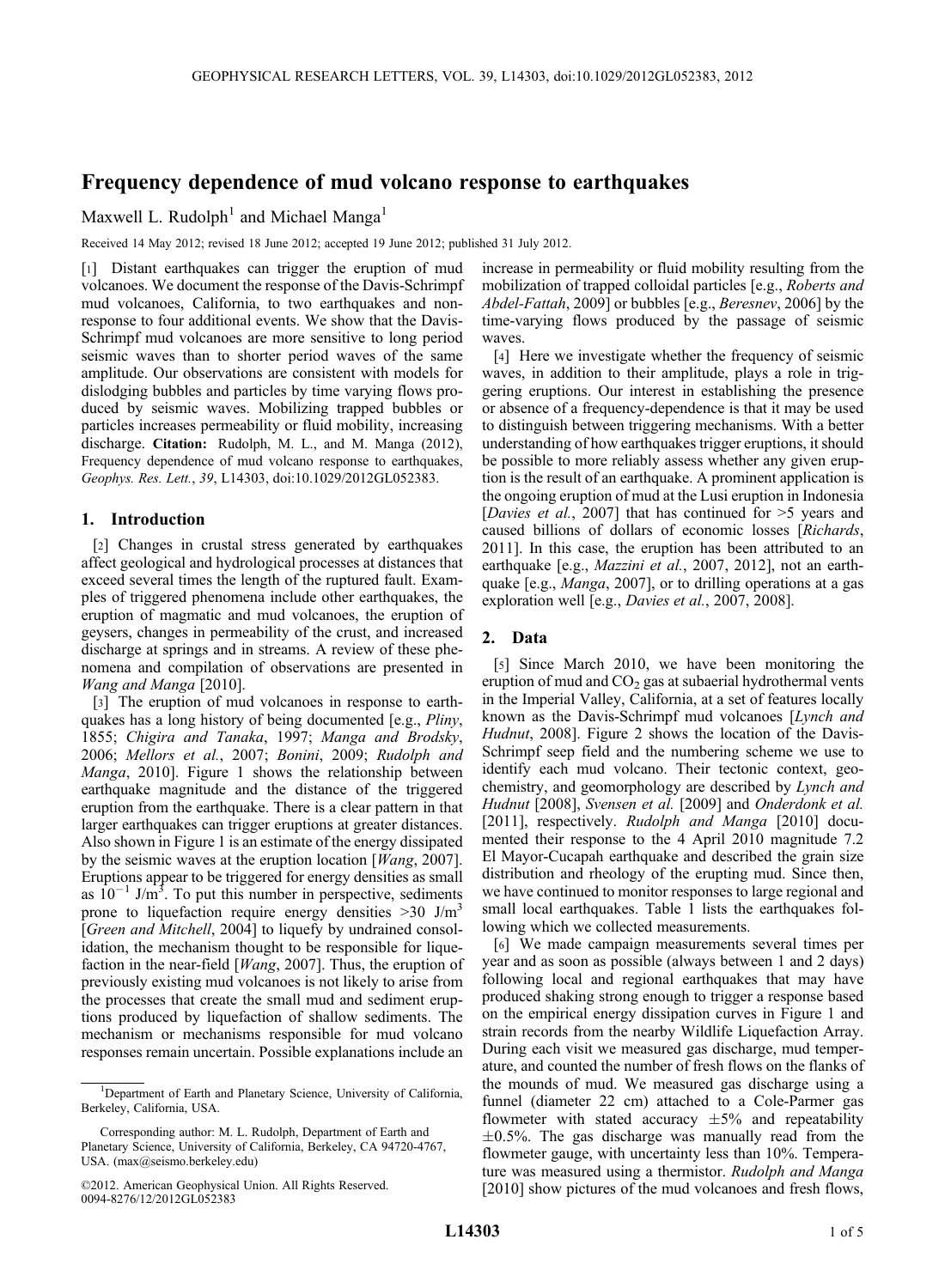# Frequency dependence of mud volcano response to earthquakes

Maxwell L. Rudolph[1] and Michael Manga[1]

Received 14 May 2012; revised 18 June 2012; accepted 19 June 2012; published 31 July 2012.

[1] Distant earthquakes can trigger the eruption of mud volcanoes. We document the response of the Davis-Schrimpf mud volcanoes, California, to two earthquakes and non-response to four additional events. We show that the Davis-Schrimpf mud volcanoes are more sensitive to long period seismic waves than to shorter period waves of the same amplitude. Our observations are consistent with models for dislodging bubbles and particles by time varying flows produced by seismic waves. Mobilizing trapped bubbles or particles increases permeability or fluid mobility, increasing discharge. **Citation:** Rudolph, M. L., and M. Manga (2012), Frequency dependence of mud volcano response to earthquakes, *Geophys. Res. Lett.*, *39*, L14303, doi:10.1029/2012GL052383.

## 1. Introduction

[2] Changes in crustal stress generated by earthquakes affect geological and hydrological processes at distances that exceed several times the length of the ruptured fault. Examples of triggered phenomena include other earthquakes, the eruption of magmatic and mud volcanoes, the eruption of geysers, changes in permeability of the crust, and increased discharge at springs and in streams. A review of these phenomena and compilation of observations are presented in *Wang and Manga* [2010].

[3] The eruption of mud volcanoes in response to earthquakes has a long history of being documented [e.g., *Pliny*, 1855; *Chigira and Tanaka*, 1997; *Manga and Brodsky*, 2006; *Mellors et al.*, 2007; *Bonini*, 2009; *Rudolph and Manga*, 2010]. Figure 1 shows the relationship between earthquake magnitude and the distance of the triggered eruption from the earthquake. There is a clear pattern in that larger earthquakes can trigger eruptions at greater distances. Also shown in Figure 1 is an estimate of the energy dissipated by the seismic waves at the eruption location [*Wang*, 2007]. Eruptions appear to be triggered for energy densities as small as $10^{-1}$ J/m$^3$. To put this number in perspective, sediments prone to liquefaction require energy densities >30 J/m$^3$ [*Green and Mitchell*, 2004] to liquefy by undrained consolidation, the mechanism thought to be responsible for liquefaction in the near-field [*Wang*, 2007]. Thus, the eruption of previously existing mud volcanoes is not likely to arise from the processes that create the small mud and sediment eruptions produced by liquefaction of shallow sediments. The mechanism or mechanisms responsible for mud volcano responses remain uncertain. Possible explanations include an increase in permeability or fluid mobility resulting from the mobilization of trapped colloidal particles [e.g., *Roberts and Abdel-Fattah*, 2009] or bubbles [e.g., *Beresnev*, 2006] by the time-varying flows produced by the passage of seismic waves.

[4] Here we investigate whether the frequency of seismic waves, in addition to their amplitude, plays a role in triggering eruptions. Our interest in establishing the presence or absence of a frequency-dependence is that it may be used to distinguish between triggering mechanisms. With a better understanding of how earthquakes trigger eruptions, it should be possible to more reliably assess whether any given eruption is the result of an earthquake. A prominent application is the ongoing eruption of mud at the Lusi eruption in Indonesia [*Davies et al.*, 2007] that has continued for >5 years and caused billions of dollars of economic losses [*Richards*, 2011]. In this case, the eruption has been attributed to an earthquake [e.g., *Mazzini et al.*, 2007, 2012], not an earthquake [e.g., *Manga*, 2007], or to drilling operations at a gas exploration well [e.g., *Davies et al.*, 2007, 2008].

## 2. Data

[5] Since March 2010, we have been monitoring the eruption of mud and $CO_2$ gas at subaerial hydrothermal vents in the Imperial Valley, California, at a set of features locally known as the Davis-Schrimpf mud volcanoes [*Lynch and Hudnut*, 2008]. Figure 2 shows the location of the Davis-Schrimpf seep field and the numbering scheme we use to identify each mud volcano. Their tectonic context, geochemistry, and geomorphology are described by *Lynch and Hudnut* [2008], *Svensen et al.* [2009] and *Onderdonk et al.* [2011], respectively. *Rudolph and Manga* [2010] documented their response to the 4 April 2010 magnitude 7.2 El Mayor-Cucapah earthquake and described the grain size distribution and rheology of the erupting mud. Since then, we have continued to monitor responses to large regional and small local earthquakes. Table 1 lists the earthquakes following which we collected measurements.

[6] We made campaign measurements several times per year and as soon as possible (always between 1 and 2 days) following local and regional earthquakes that may have produced shaking strong enough to trigger a response based on the empirical energy dissipation curves in Figure 1 and strain records from the nearby Wildlife Liquefaction Array. During each visit we measured gas discharge, mud temperature, and counted the number of fresh flows on the flanks of the mounds of mud. We measured gas discharge using a funnel (diameter 22 cm) attached to a Cole-Parmer gas flowmeter with stated accuracy ±5% and repeatability ±0.5%. The gas discharge was manually read from the flowmeter gauge, with uncertainty less than 10%. Temperature was measured using a thermistor. *Rudolph and Manga* [2010] show pictures of the mud volcanoes and fresh flows,

---

[1]Department of Earth and Planetary Science, University of California, Berkeley, California, USA.

Corresponding author: M. L. Rudolph, Department of Earth and Planetary Science, University of California, Berkeley, CA 94720-4767, USA. (max@seismo.berkeley.edu)

©2012. American Geophysical Union. All Rights Reserved. 0094-8276/12/2012GL052383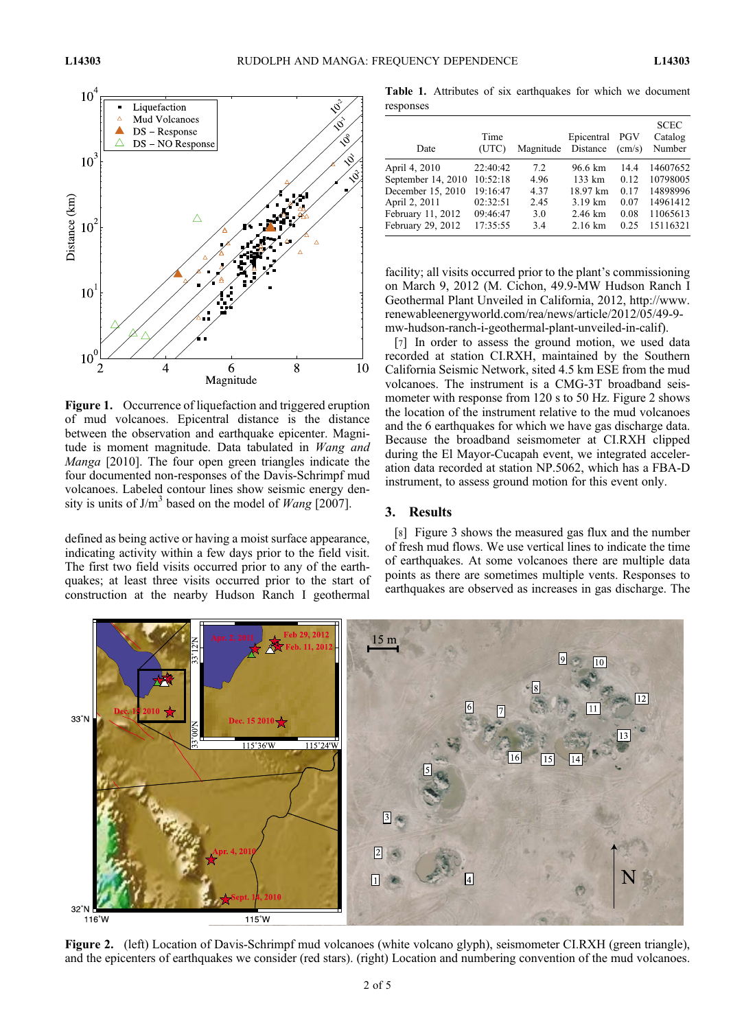Figure 1. Occurrence of liquefaction and triggered eruption of mud volcanoes. Epicentral distance is the distance between the observation and earthquake epicenter. Magnitude is moment magnitude. Data tabulated in *Wang and Manga* [2010]. The four open green triangles indicate the four documented non-responses of the Davis-Schrimpf mud volcanoes. Labeled contour lines show seismic energy density is units of J/m$^3$ based on the model of *Wang* [2007].

defined as being active or having a moist surface appearance, indicating activity within a few days prior to the field visit. The first two field visits occurred prior to any of the earthquakes; at least three visits occurred prior to the start of construction at the nearby Hudson Ranch I geothermal facility; all visits occurred prior to the plant's commissioning on March 9, 2012 (M. Cichon, 49.9-MW Hudson Ranch I Geothermal Plant Unveiled in California, 2012, http://www.renewableenergyworld.com/rea/news/article/2012/05/49-9-mw-hudson-ranch-i-geothermal-plant-unveiled-in-calif).

[7] In order to assess the ground motion, we used data recorded at station CI.RXH, maintained by the Southern California Seismic Network, sited 4.5 km ESE from the mud volcanoes. The instrument is a CMG-3T broadband seismometer with response from 120 s to 50 Hz. Figure 2 shows the location of the instrument relative to the mud volcanoes and the 6 earthquakes for which we have gas discharge data. Because the broadband seismometer at CI.RXH clipped during the El Mayor-Cucapah event, we integrated acceleration data recorded at station NP.5062, which has a FBA-D instrument, to assess ground motion for this event only.

**Table 1.** Attributes of six earthquakes for which we document responses

| Date | Time (UTC) | Magnitude | Epicentral Distance | PGV (cm/s) | SCEC Catalog Number |
|---|---|---|---|---|---|
| April 4, 2010 | 22:40:42 | 7.2 | 96.6 km | 14.4 | 14607652 |
| September 14, 2010 | 10:52:18 | 4.96 | 133 km | 0.12 | 10798005 |
| December 15, 2010 | 19:16:47 | 4.37 | 18.97 km | 0.17 | 14898996 |
| April 2, 2011 | 02:32:51 | 2.45 | 3.19 km | 0.07 | 14961412 |
| February 11, 2012 | 09:46:47 | 3.0 | 2.46 km | 0.08 | 11065613 |
| February 29, 2012 | 17:35:55 | 3.4 | 2.16 km | 0.25 | 15116321 |

## 3. Results

[8] Figure 3 shows the measured gas flux and the number of fresh mud flows. We use vertical lines to indicate the time of earthquakes. At some volcanoes there are multiple data points as there are sometimes multiple vents. Responses to earthquakes are observed as increases in gas discharge. The

Figure 2. (left) Location of Davis-Schrimpf mud volcanoes (white volcano glyph), seismometer CI.RXH (green triangle), and the epicenters of earthquakes we consider (red stars). (right) Location and numbering convention of the mud volcanoes.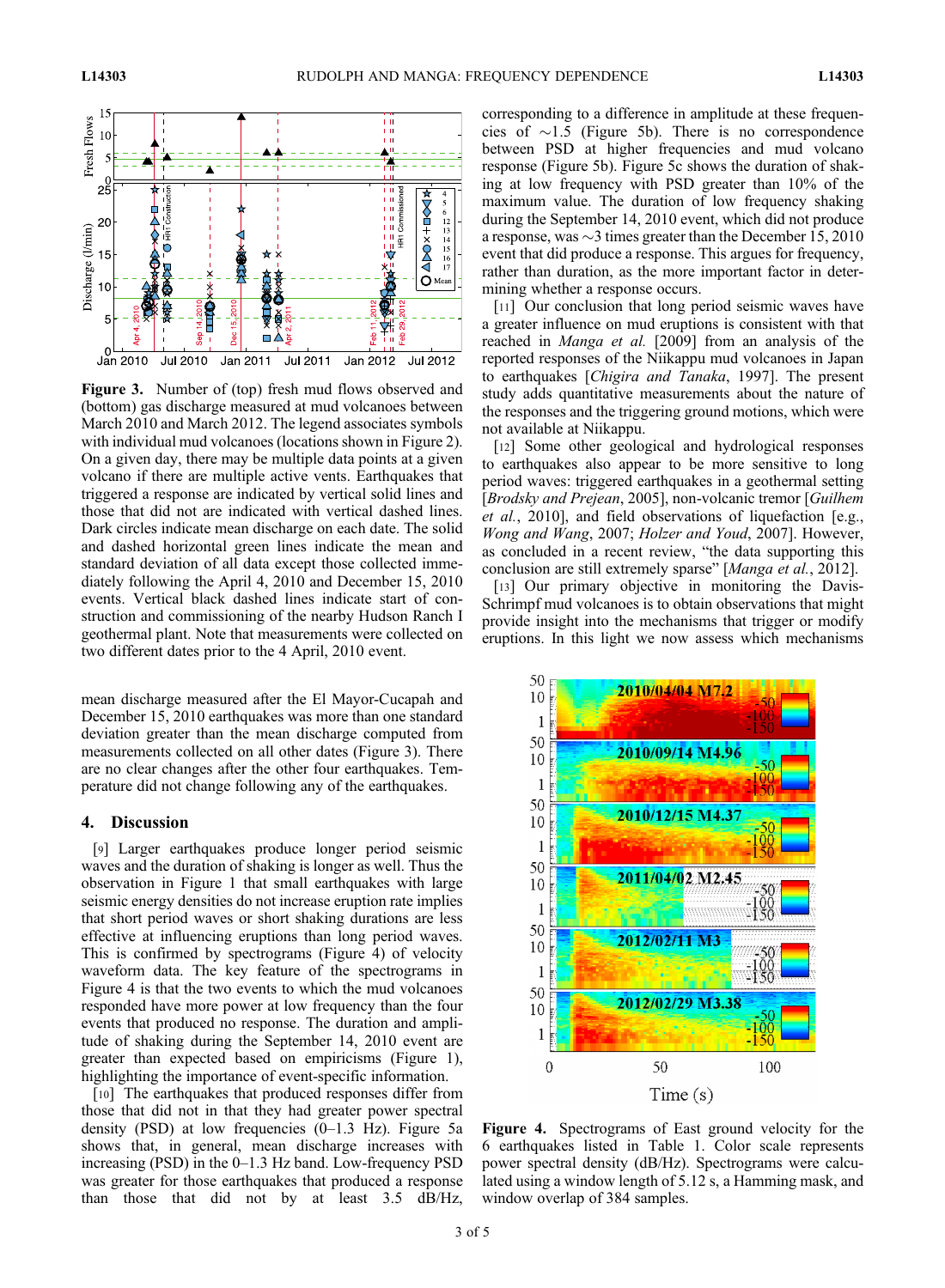**Figure 3.** Number of (top) fresh mud flows observed and (bottom) gas discharge measured at mud volcanoes between March 2010 and March 2012. The legend associates symbols with individual mud volcanoes (locations shown in Figure 2). On a given day, there may be multiple data points at a given volcano if there are multiple active vents. Earthquakes that triggered a response are indicated by vertical solid lines and those that did not are indicated with vertical dashed lines. Dark circles indicate mean discharge on each date. The solid and dashed horizontal green lines indicate the mean and standard deviation of all data except those collected immediately following the April 4, 2010 and December 15, 2010 events. Vertical black dashed lines indicate start of construction and commissioning of the nearby Hudson Ranch I geothermal plant. Note that measurements were collected on two different dates prior to the 4 April, 2010 event.

mean discharge measured after the El Mayor-Cucapah and December 15, 2010 earthquakes was more than one standard deviation greater than the mean discharge computed from measurements collected on all other dates (Figure 3). There are no clear changes after the other four earthquakes. Temperature did not change following any of the earthquakes.

## 4. Discussion

[9] Larger earthquakes produce longer period seismic waves and the duration of shaking is longer as well. Thus the observation in Figure 1 that small earthquakes with large seismic energy densities do not increase eruption rate implies that short period waves or short shaking durations are less effective at influencing eruptions than long period waves. This is confirmed by spectrograms (Figure 4) of velocity waveform data. The key feature of the spectrograms in Figure 4 is that the two events to which the mud volcanoes responded have more power at low frequency than the four events that produced no response. The duration and amplitude of shaking during the September 14, 2010 event are greater than expected based on empiricisms (Figure 1), highlighting the importance of event-specific information.

[10] The earthquakes that produced responses differ from those that did not in that they had greater power spectral density (PSD) at low frequencies (0–1.3 Hz). Figure 5a shows that, in general, mean discharge increases with increasing (PSD) in the 0–1.3 Hz band. Low-frequency PSD was greater for those earthquakes that produced a response than those that did not by at least 3.5 dB/Hz, corresponding to a difference in amplitude at these frequencies of ~1.5 (Figure 5b). There is no correspondence between PSD at higher frequencies and mud volcano response (Figure 5b). Figure 5c shows the duration of shaking at low frequency with PSD greater than 10% of the maximum value. The duration of low frequency shaking during the September 14, 2010 event, which did not produce a response, was ~3 times greater than the December 15, 2010 event that did produce a response. This argues for frequency, rather than duration, as the more important factor in determining whether a response occurs.

[11] Our conclusion that long period seismic waves have a greater influence on mud eruptions is consistent with that reached in *Manga et al.* [2009] with an analysis of the reported responses of the Niikappu mud volcanoes in Japan to earthquakes [*Chigira and Tanaka*, 1997]. The present study adds quantitative measurements about the nature of the responses and the triggering ground motions, which were not available at Niikappu.

[12] Some other geological and hydrological responses to earthquakes also appear to be more sensitive to long period waves: triggered earthquakes in a geothermal setting [*Brodsky and Prejean*, 2005], non-volcanic tremor [*Guilhem et al.*, 2010], and field observations of liquefaction [e.g., *Wong and Wang*, 2007; *Holzer and Youd*, 2007]. However, as concluded in a recent review, "the data supporting this conclusion are still extremely sparse" [*Manga et al.*, 2012].

[13] Our primary objective in monitoring the Davis-Schrimpf mud volcanoes is to obtain observations that might provide insight into the mechanisms that trigger or modify eruptions. In this light we now assess which mechanisms

**Figure 4.** Spectrograms of East ground velocity for the 6 earthquakes listed in Table 1. Color scale represents power spectral density (dB/Hz). Spectrograms were calculated using a window length of 5.12 s, a Hamming mask, and window overlap of 384 samples.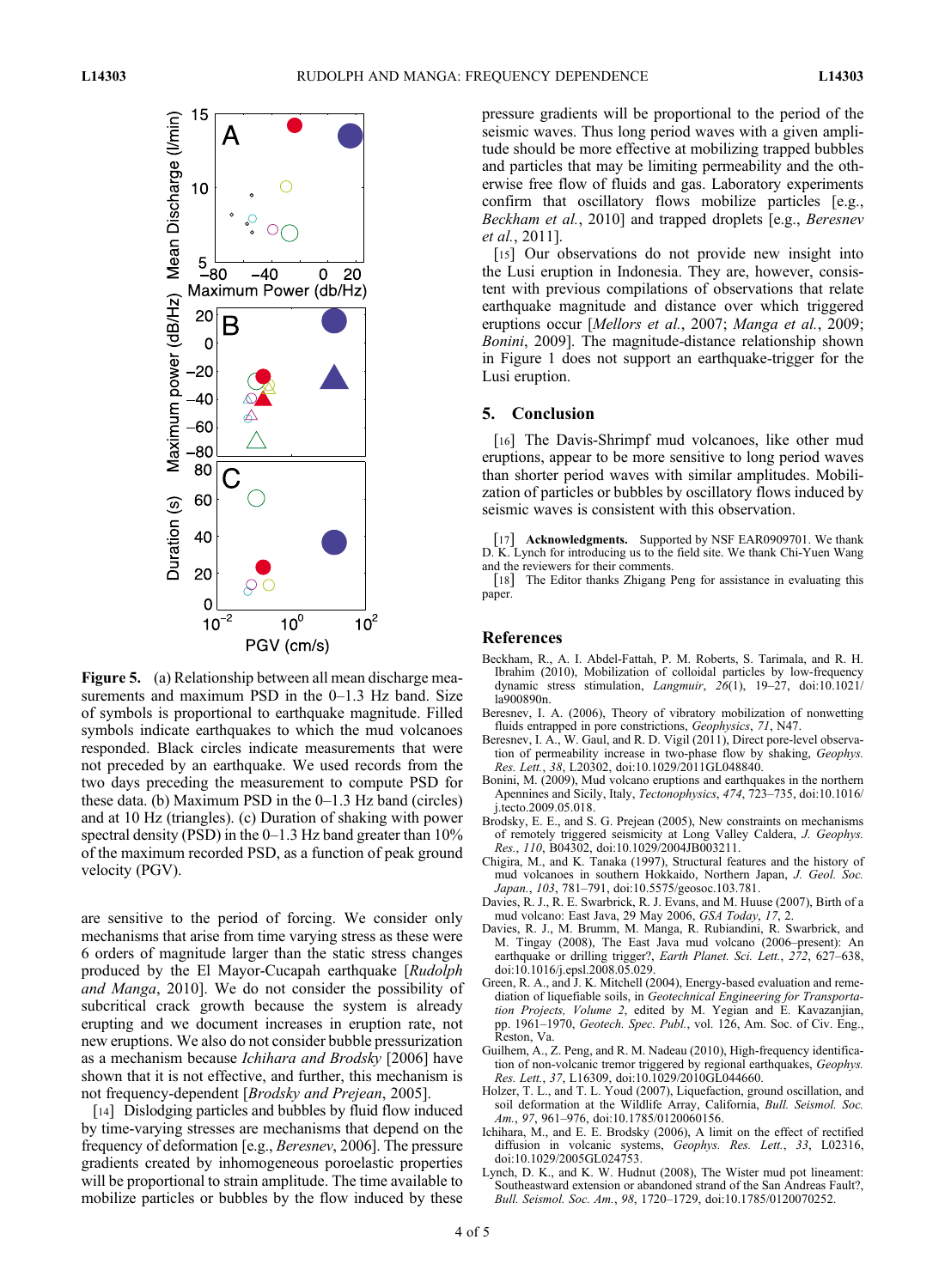Figure 5. (a) Relationship between all mean discharge measurements and maximum PSD in the 0–1.3 Hz band. Size of symbols is proportional to earthquake magnitude. Filled symbols indicate earthquakes to which the mud volcanoes responded. Black circles indicate measurements that were not preceded by an earthquake. We used records from the two days preceding the measurement to compute PSD for these data. (b) Maximum PSD in the 0–1.3 Hz band (circles) and at 10 Hz (triangles). (c) Duration of shaking with power spectral density (PSD) in the 0–1.3 Hz band greater than 10% of the maximum recorded PSD, as a function of peak ground velocity (PGV).

are sensitive to the period of forcing. We consider only mechanisms that arise from time varying stress as these were 6 orders of magnitude larger than the static stress changes produced by the El Mayor-Cucapah earthquake [*Rudolph and Manga*, 2010]. We do not consider the possibility of subcritical crack growth because the system is already erupting and we document increases in eruption rate, not new eruptions. We also do not consider bubble pressurization as a mechanism because *Ichihara and Brodsky* [2006] have shown that it is not effective, and further, this mechanism is not frequency-dependent [*Brodsky and Prejean*, 2005].

[14] Dislodging particles and bubbles by fluid flow induced by time-varying stresses are mechanisms that depend on the frequency of deformation [e.g., *Beresnev*, 2006]. The pressure gradients created by inhomogeneous poroelastic properties will be proportional to strain amplitude. The time available to mobilize particles or bubbles by the flow induced by these pressure gradients will be proportional to the period of the seismic waves. Thus long period waves with a given amplitude should be more effective at mobilizing trapped bubbles and particles that may be limiting permeability and the otherwise free flow of fluids and gas. Laboratory experiments confirm that oscillatory flows mobilize particles [e.g., *Beckham et al.*, 2010] and trapped droplets [e.g., *Beresnev et al.*, 2011].

[15] Our observations do not provide new insight into the Lusi eruption in Indonesia. They are, however, consistent with previous compilations of observations that relate earthquake magnitude and distance over which triggered eruptions occur [*Mellors et al.*, 2007; *Manga et al.*, 2009; *Bonini*, 2009]. The magnitude-distance relationship shown in Figure 1 does not support an earthquake-trigger for the Lusi eruption.

## 5. Conclusion

[16] The Davis-Shrimpf mud volcanoes, like other mud eruptions, appear to be more sensitive to long period waves than shorter period waves with similar amplitudes. Mobilization of particles or bubbles by oscillatory flows induced by seismic waves is consistent with this observation.

[17] **Acknowledgments.** Supported by NSF EAR0909701. We thank D. K. Lynch for introducing us to the field site. We thank Chi-Yuen Wang and the reviewers for their comments.

[18] The Editor thanks Zhigang Peng for assistance in evaluating this paper.

## References

Beckham, R., A. I. Abdel-Fattah, P. M. Roberts, S. Tarimala, and R. H. Ibrahim (2010), Mobilization of colloidal particles by low-frequency dynamic stress stimulation, *Langmuir*, *26*(1), 19–27, doi:10.1021/la900890n.

Beresnev, I. A. (2006), Theory of vibratory mobilization of nonwetting fluids entrapped in pore constrictions, *Geophysics*, *71*, N47.

Beresnev, I. A., W. Gaul, and R. D. Vigil (2011), Direct pore-level observation of permeability increase in two-phase flow by shaking, *Geophys. Res. Lett.*, *38*, L20302, doi:10.1029/2011GL048840.

Bonini, M. (2009), Mud volcano eruptions and earthquakes in the northern Apennines and Sicily, Italy, *Tectonophysics*, *474*, 723–735, doi:10.1016/j.tecto.2009.05.018.

Brodsky, E. E., and S. G. Prejean (2005), New constraints on mechanisms of remotely triggered seismicity at Long Valley Caldera, *J. Geophys. Res.*, *110*, B04302, doi:10.1029/2004JB003211.

Chigira, M., and K. Tanaka (1997), Structural features and the history of mud volcanoes in southern Hokkaido, Northern Japan, *J. Geol. Soc. Japan.*, *103*, 781–791, doi:10.5575/geosoc.103.781.

Davies, R. J., R. E. Swarbrick, R. J. Evans, and M. Huuse (2007), Birth of a mud volcano: East Java, 29 May 2006, *GSA Today*, *17*, 2.

Davies, R. J., M. Brumm, M. Manga, R. Rubiandini, R. Swarbrick, and M. Tingay (2008), The East Java mud volcano (2006–present): An earthquake or drilling trigger?, *Earth Planet. Sci. Lett.*, *272*, 627–638, doi:10.1016/j.epsl.2008.05.029.

Green, R. A., and J. K. Mitchell (2004), Energy-based evaluation and remediation of liquefiable soils, in *Geotechnical Engineering for Transportation Projects, Volume 2*, edited by M. Yegian and E. Kavazanjian, pp. 1961–1970, *Geotech. Spec. Publ.*, vol. 126, Am. Soc. of Civ. Eng., Reston, Va.

Guilhem, A., Z. Peng, and R. M. Nadeau (2010), High-frequency identification of non-volcanic tremor triggered by regional earthquakes, *Geophys. Res. Lett.*, *37*, L16309, doi:10.1029/2010GL044660.

Holzer, T. L., and T. L. Youd (2007), Liquefaction, ground oscillation, and soil deformation at the Wildlife Array, California, *Bull. Seismol. Soc. Am.*, *97*, 961–976, doi:10.1785/0120060156.

Ichihara, M., and E. E. Brodsky (2006), A limit on the effect of rectified diffusion in volcanic systems, *Geophys. Res. Lett.*, *33*, L02316, doi:10.1029/2005GL024753.

Lynch, D. K., and K. W. Hudnut (2008), The Wister mud pot lineament: Southeastward extension or abandoned strand of the San Andreas Fault?, *Bull. Seismol. Soc. Am.*, *98*, 1720–1729, doi:10.1785/0120070252.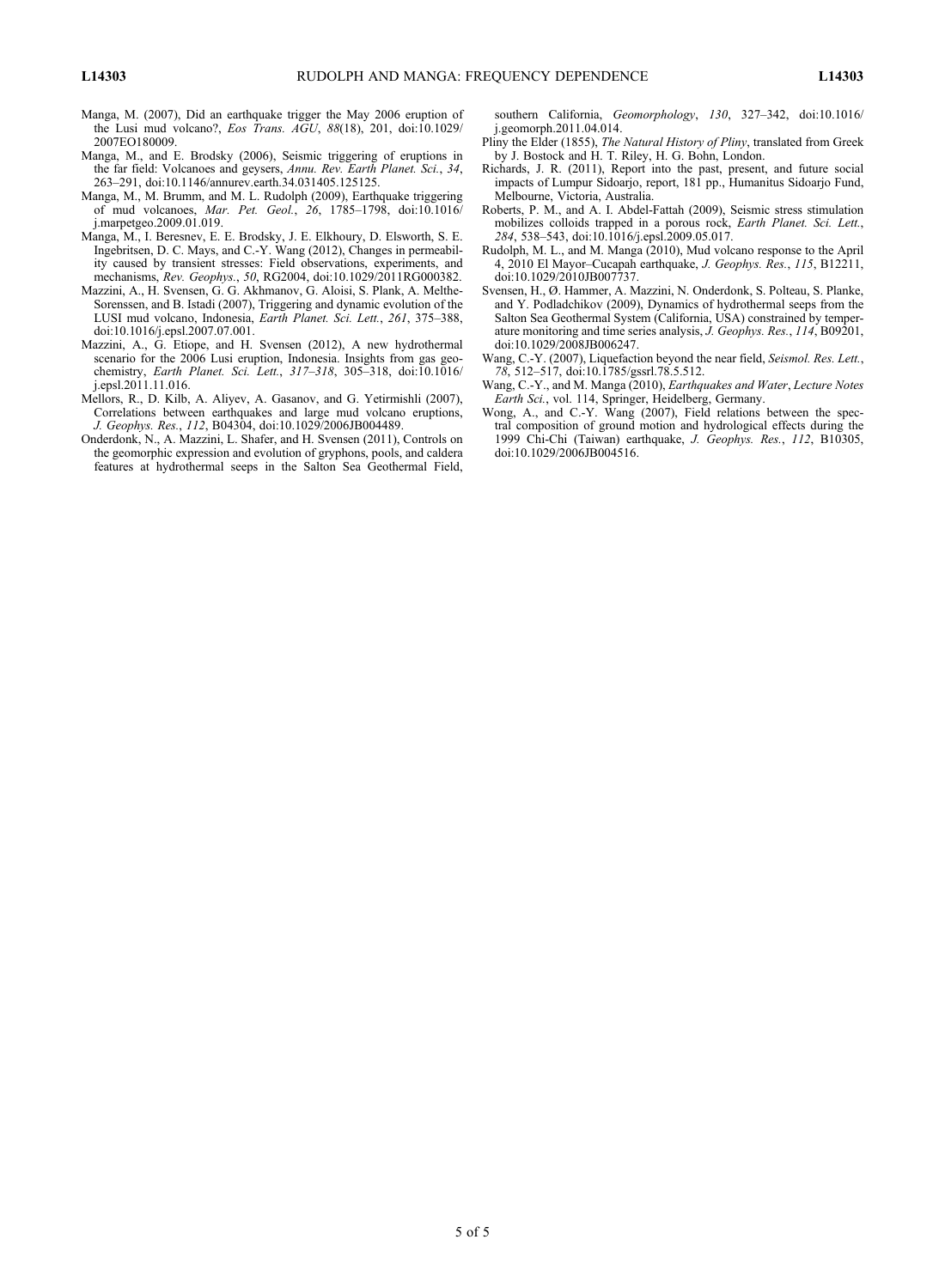Manga, M. (2007), Did an earthquake trigger the May 2006 eruption of the Lusi mud volcano?, *Eos Trans. AGU*, *88*(18), 201, doi:10.1029/2007EO180009.

Manga, M., and E. Brodsky (2006), Seismic triggering of eruptions in the far field: Volcanoes and geysers, *Annu. Rev. Earth Planet. Sci.*, *34*, 263–291, doi:10.1146/annurev.earth.34.031405.125125.

Manga, M., M. Brumm, and M. L. Rudolph (2009), Earthquake triggering of mud volcanoes, *Mar. Pet. Geol.*, *26*, 1785–1798, doi:10.1016/j.marpetgeo.2009.01.019.

Manga, M., I. Beresnev, E. E. Brodsky, J. E. Elkhoury, D. Elsworth, S. E. Ingebritsen, D. C. Mays, and C.-Y. Wang (2012), Changes in permeability caused by transient stresses: Field observations, experiments, and mechanisms, *Rev. Geophys.*, *50*, RG2004, doi:10.1029/2011RG000382.

Mazzini, A., H. Svensen, G. G. Akhmanov, G. Aloisi, S. Plank, A. Melthe-Sorenssen, and B. Istadi (2007), Triggering and dynamic evolution of the LUSI mud volcano, Indonesia, *Earth Planet. Sci. Lett.*, *261*, 375–388, doi:10.1016/j.epsl.2007.07.001.

Mazzini, A., G. Etiope, and H. Svensen (2012), A new hydrothermal scenario for the 2006 Lusi eruption, Indonesia. Insights from gas geochemistry, *Earth Planet. Sci. Lett.*, *317–318*, 305–318, doi:10.1016/j.epsl.2011.11.016.

Mellors, R., D. Kilb, A. Aliyev, A. Gasanov, and G. Yetirmishli (2007), Correlations between earthquakes and large mud volcano eruptions, *J. Geophys. Res.*, *112*, B04304, doi:10.1029/2006JB004489.

Onderdonk, N., A. Mazzini, L. Shafer, and H. Svensen (2011), Controls on the geomorphic expression and evolution of gryphons, pools, and caldera features at hydrothermal seeps in the Salton Sea Geothermal Field, southern California, *Geomorphology*, *130*, 327–342, doi:10.1016/j.geomorph.2011.04.014.

Pliny the Elder (1855), *The Natural History of Pliny*, translated from Greek by J. Bostock and H. T. Riley, H. G. Bohn, London.

Richards, J. R. (2011), Report into the past, present, and future social impacts of Lumpur Sidoarjo, report, 181 pp., Humanitus Sidoarjo Fund, Melbourne, Victoria, Australia.

Roberts, P. M., and A. I. Abdel-Fattah (2009), Seismic stress stimulation mobilizes colloids trapped in a porous rock, *Earth Planet. Sci. Lett.*, *284*, 538–543, doi:10.1016/j.epsl.2009.05.017.

Rudolph, M. L., and M. Manga (2010), Mud volcano response to the April 4, 2010 El Mayor–Cucapah earthquake, *J. Geophys. Res.*, *115*, B12211, doi:10.1029/2010JB007737.

Svensen, H., Ø. Hammer, A. Mazzini, N. Onderdonk, S. Polteau, S. Planke, and Y. Podladchikov (2009), Dynamics of hydrothermal seeps from the Salton Sea Geothermal System (California, USA) constrained by temperature monitoring and time series analysis, *J. Geophys. Res.*, *114*, B09201, doi:10.1029/2008JB006247.

Wang, C.-Y. (2007), Liquefaction beyond the near field, *Seismol. Res. Lett.*, *78*, 512–517, doi:10.1785/gssrl.78.5.512.

Wang, C.-Y., and M. Manga (2010), *Earthquakes and Water*, *Lecture Notes Earth Sci.*, vol. 114, Springer, Heidelberg, Germany.

Wong, A., and C.-Y. Wang (2007), Field relations between the spectral composition of ground motion and hydrological effects during the 1999 Chi-Chi (Taiwan) earthquake, *J. Geophys. Res.*, *112*, B10305, doi:10.1029/2006JB004516.